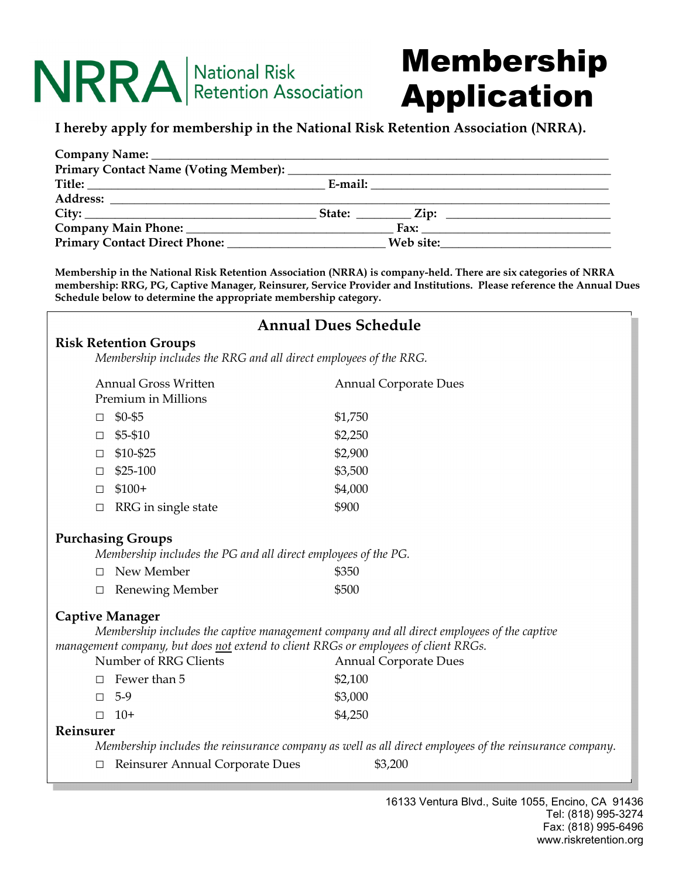# NRRA | National Risk Retention Association

# Membership Application

**I hereby apply for membership in the National Risk Retention Association (NRRA).**

**Company Name:** ______________________________

**Primary Contact Name (Voting Member):** ______________________________

**Title:** ______________________ **E-mail:** ______________________

**Address:** ______________________________

**City:** ______________________ **State:** ________ **Zip:** ______________

**Company Main Phone:** ______________________ **Fax:** ______________________

**Primary Contact Direct Phone:** ______________________ **Web site:** ______________________

**Membership in the National Risk Retention Association (NRRA) is company-held. There are six categories of NRRA membership: RRG, PG, Captive Manager, Reinsurer, Service Provider and Institutions. Please reference the Annual Dues Schedule below to determine the appropriate membership category.**

## Annual Dues Schedule

### Risk Retention Groups

*Membership includes the RRG and all direct employees of the RRG.*

| Annual Gross Written Premium in Millions | Annual Corporate Dues |
|---|---|
| ☐ $0-$5 | $1,750 |
| ☐ $5-$10 | $2,250 |
| ☐ $10-$25 | $2,900 |
| ☐ $25-100 | $3,500 |
| ☐ $100+ | $4,000 |
| ☐ RRG in single state | $900 |

### Purchasing Groups

*Membership includes the PG and all direct employees of the PG.*

| | |
|---|---|
| ☐ New Member | $350 |
| ☐ Renewing Member | $500 |

### Captive Manager

*Membership includes the captive management company and all direct employees of the captive management company, but does <u>not</u> extend to client RRGs or employees of client RRGs.*

| Number of RRG Clients | Annual Corporate Dues |
|---|---|
| ☐ Fewer than 5 | $2,100 |
| ☐ 5-9 | $3,000 |
| ☐ 10+ | $4,250 |

### Reinsurer

*Membership includes the reinsurance company as well as all direct employees of the reinsurance company.*

| | |
|---|---|
| ☐ Reinsurer Annual Corporate Dues | $3,200 |

16133 Ventura Blvd., Suite 1055, Encino, CA 91436
Tel: (818) 995-3274
Fax: (818) 995-6496
www.riskretention.org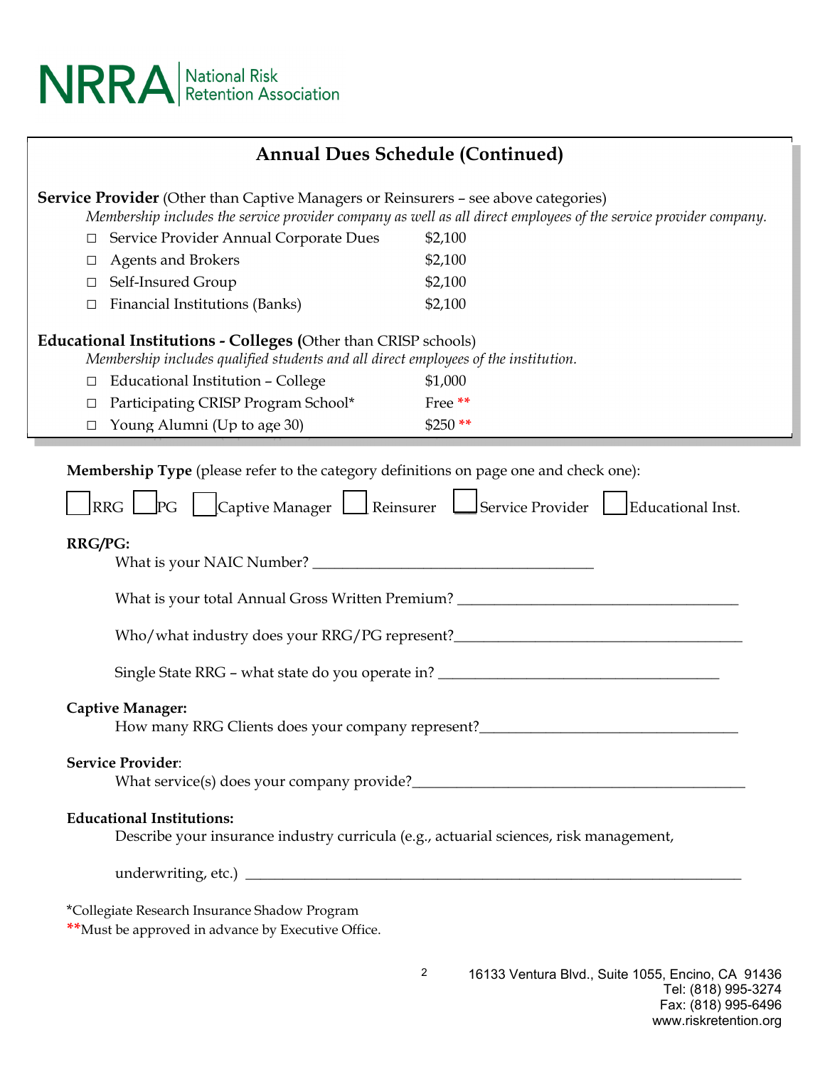## Annual Dues Schedule (Continued)

**Service Provider** (Other than Captive Managers or Reinsurers – see above categories)

*Membership includes the service provider company as well as all direct employees of the service provider company.*

- ☐ Service Provider Annual Corporate Dues $2,100
- ☐ Agents and Brokers $2,100
- ☐ Self-Insured Group $2,100
- ☐ Financial Institutions (Banks) $2,100

**Educational Institutions - Colleges (**Other than CRISP schools)

*Membership includes qualified students and all direct employees of the institution.*

- ☐ Educational Institution – College $1,000
- ☐ Participating CRISP Program School* Free **
- ☐ Young Alumni (Up to age 30) $250 **

**Membership Type** (please refer to the category definitions on page one and check one):

☐ RRG ☐ PG ☐ Captive Manager ☐ Reinsurer ☐ Service Provider ☐ Educational Inst.

**RRG/PG:**

What is your NAIC Number? ____________________________________

What is your total Annual Gross Written Premium? ____________________________________

Who/what industry does your RRG/PG represent?____________________________________

Single State RRG – what state do you operate in? ____________________________________

**Captive Manager:**

How many RRG Clients does your company represent?____________________________________

**Service Provider**:

What service(s) does your company provide?____________________________________________

**Educational Institutions:**

Describe your insurance industry curricula (e.g., actuarial sciences, risk management,

underwriting, etc.) ________________________________________________________________

*Collegiate Research Insurance Shadow Program

**Must be approved in advance by Executive Office.

16133 Ventura Blvd., Suite 1055, Encino, CA 91436
Tel: (818) 995-3274
Fax: (818) 995-6496
www.riskretention.org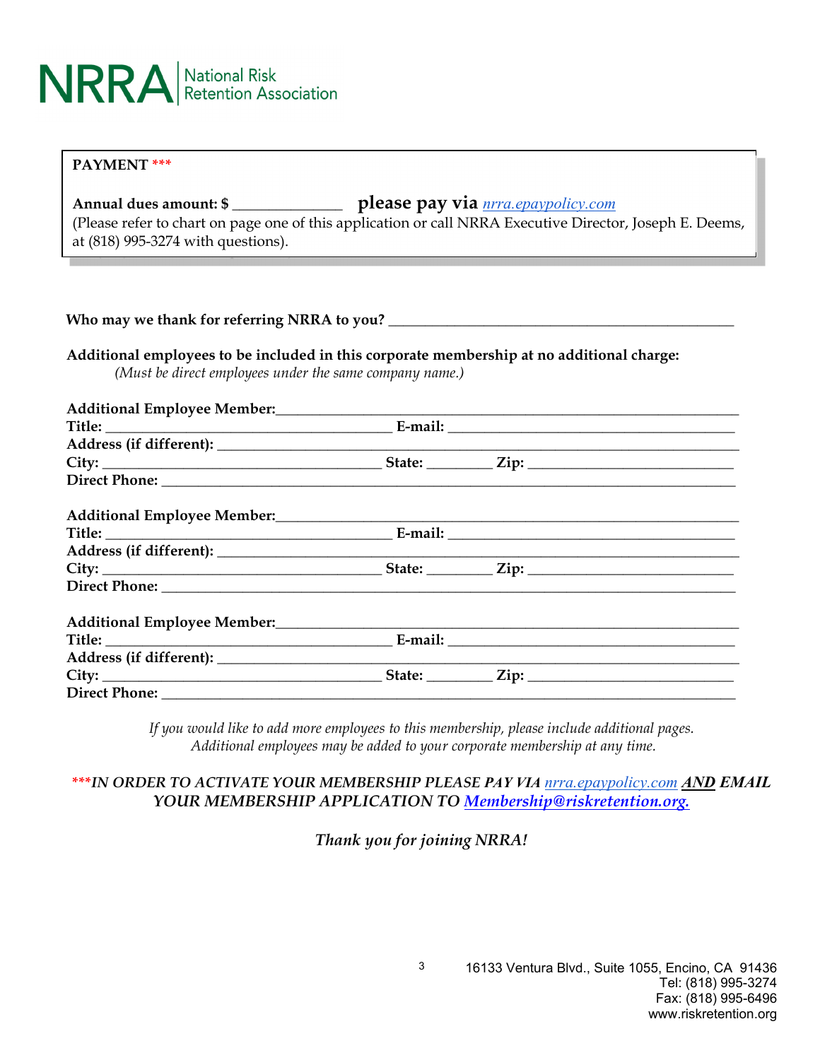NRRA | National Risk Retention Association

**PAYMENT** ***

**Annual dues amount: $ ______________** **please pay via** nrra.epaypolicy.com
(Please refer to chart on page one of this application or call NRRA Executive Director, Joseph E. Deems, at (818) 995-3274 with questions).

**Who may we thank for referring NRRA to you?** ______________________________________________

**Additional employees to be included in this corporate membership at no additional charge:**
*(Must be direct employees under the same company name.)*

**Additional Employee Member:**______________________________________________________________
**Title:** _____________________________________ **E-mail:** _____________________________________
**Address (if different):** _____________________________________________________________________
**City:** ____________________________________ **State:** ________ **Zip:** ___________________________
**Direct Phone:** _______________________________________________________________________________

**Additional Employee Member:**______________________________________________________________
**Title:** _____________________________________ **E-mail:** _____________________________________
**Address (if different):** _____________________________________________________________________
**City:** ____________________________________ **State:** ________ **Zip:** ___________________________
**Direct Phone:** _______________________________________________________________________________

**Additional Employee Member:**______________________________________________________________
**Title:** _____________________________________ **E-mail:** _____________________________________
**Address (if different):** _____________________________________________________________________
**City:** ____________________________________ **State:** ________ **Zip:** ___________________________
**Direct Phone:** _______________________________________________________________________________

*If you would like to add more employees to this membership, please include additional pages.*
*Additional employees may be added to your corporate membership at any time.*

***\*\*\*IN ORDER TO ACTIVATE YOUR MEMBERSHIP PLEASE PAY VIA nrra.epaypolicy.com AND EMAIL YOUR MEMBERSHIP APPLICATION TO Membership@riskretention.org.***

*Thank you for joining NRRA!*

16133 Ventura Blvd., Suite 1055, Encino, CA 91436
Tel: (818) 995-3274
Fax: (818) 995-6496
www.riskretention.org